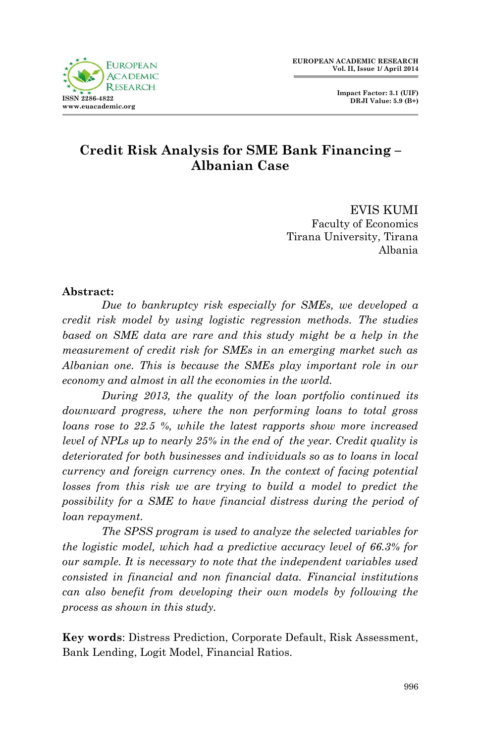# Credit Risk Analysis for SME Bank Financing – Albanian Case

EVIS KUMI
Faculty of Economics
Tirana University, Tirana
Albania

**Abstract:**

*Due to bankruptcy risk especially for SMEs, we developed a credit risk model by using logistic regression methods. The studies based on SME data are rare and this study might be a help in the measurement of credit risk for SMEs in an emerging market such as Albanian one. This is because the SMEs play important role in our economy and almost in all the economies in the world.*

*During 2013, the quality of the loan portfolio continued its downward progress, where the non performing loans to total gross loans rose to 22.5 %, while the latest rapports show more increased level of NPLs up to nearly 25% in the end of the year. Credit quality is deteriorated for both businesses and individuals so as to loans in local currency and foreign currency ones. In the context of facing potential losses from this risk we are trying to build a model to predict the possibility for a SME to have financial distress during the period of loan repayment.*

*The SPSS program is used to analyze the selected variables for the logistic model, which had a predictive accuracy level of 66.3% for our sample. It is necessary to note that the independent variables used consisted in financial and non financial data. Financial institutions can also benefit from developing their own models by following the process as shown in this study.*

**Key words**: Distress Prediction, Corporate Default, Risk Assessment, Bank Lending, Logit Model, Financial Ratios.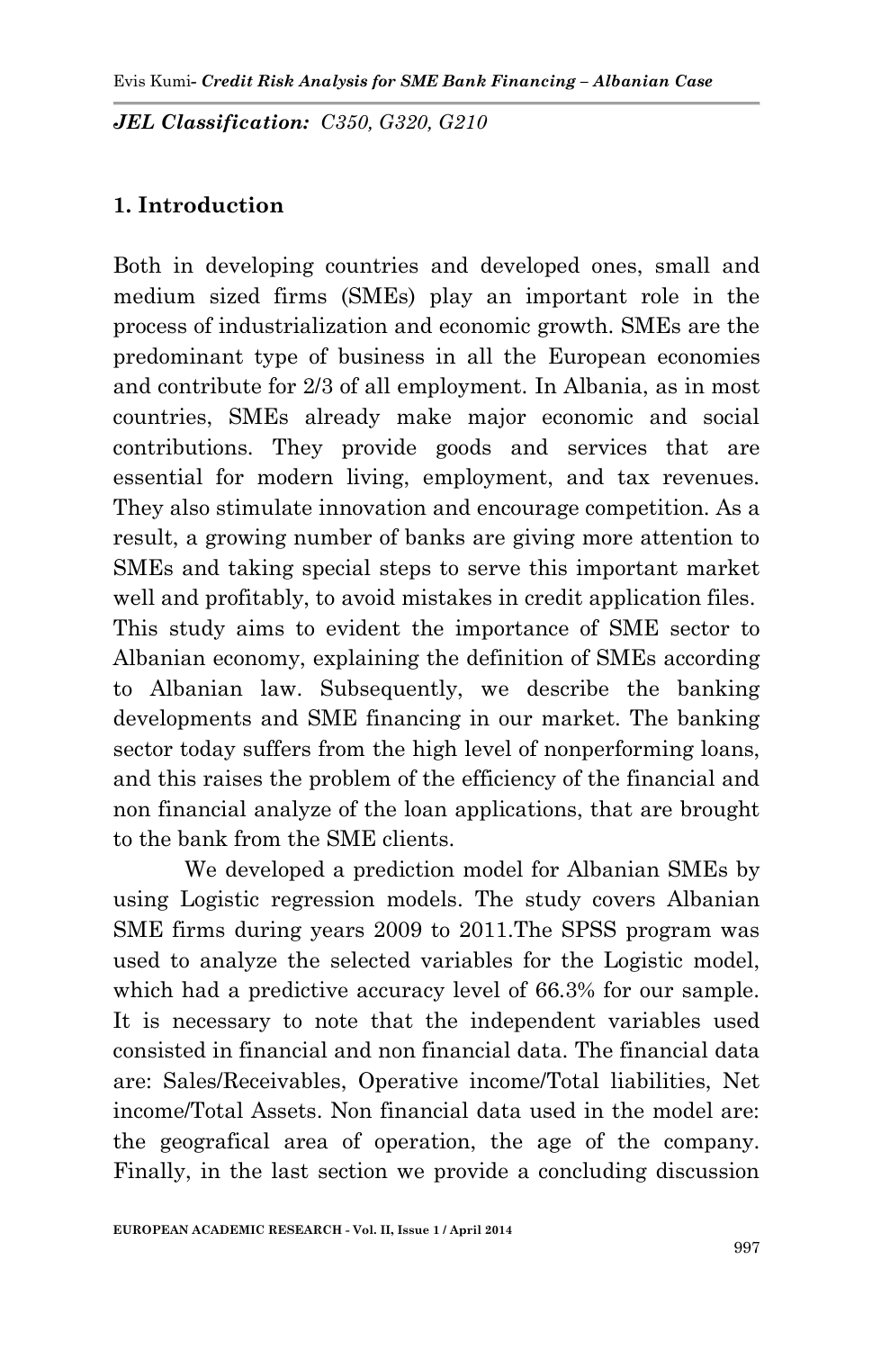*JEL Classification: C350, G320, G210*

## 1. Introduction

Both in developing countries and developed ones, small and medium sized firms (SMEs) play an important role in the process of industrialization and economic growth. SMEs are the predominant type of business in all the European economies and contribute for 2/3 of all employment. In Albania, as in most countries, SMEs already make major economic and social contributions. They provide goods and services that are essential for modern living, employment, and tax revenues. They also stimulate innovation and encourage competition. As a result, a growing number of banks are giving more attention to SMEs and taking special steps to serve this important market well and profitably, to avoid mistakes in credit application files. This study aims to evident the importance of SME sector to Albanian economy, explaining the definition of SMEs according to Albanian law. Subsequently, we describe the banking developments and SME financing in our market. The banking sector today suffers from the high level of nonperforming loans, and this raises the problem of the efficiency of the financial and non financial analyze of the loan applications, that are brought to the bank from the SME clients.

We developed a prediction model for Albanian SMEs by using Logistic regression models. The study covers Albanian SME firms during years 2009 to 2011.The SPSS program was used to analyze the selected variables for the Logistic model, which had a predictive accuracy level of 66.3% for our sample. It is necessary to note that the independent variables used consisted in financial and non financial data. The financial data are: Sales/Receivables, Operative income/Total liabilities, Net income/Total Assets. Non financial data used in the model are: the geografical area of operation, the age of the company. Finally, in the last section we provide a concluding discussion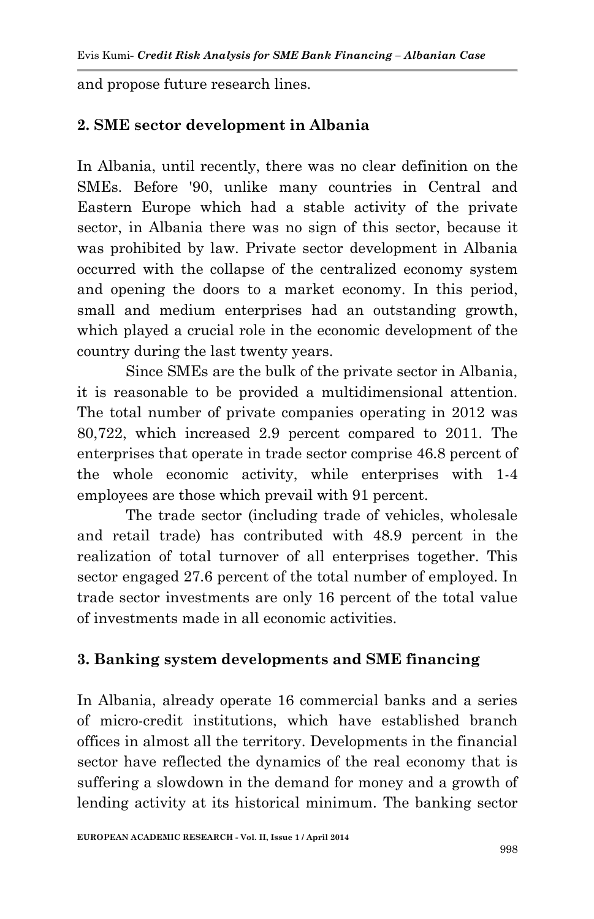and propose future research lines.

## 2. SME sector development in Albania

In Albania, until recently, there was no clear definition on the SMEs. Before '90, unlike many countries in Central and Eastern Europe which had a stable activity of the private sector, in Albania there was no sign of this sector, because it was prohibited by law. Private sector development in Albania occurred with the collapse of the centralized economy system and opening the doors to a market economy. In this period, small and medium enterprises had an outstanding growth, which played a crucial role in the economic development of the country during the last twenty years.

Since SMEs are the bulk of the private sector in Albania, it is reasonable to be provided a multidimensional attention. The total number of private companies operating in 2012 was 80,722, which increased 2.9 percent compared to 2011. The enterprises that operate in trade sector comprise 46.8 percent of the whole economic activity, while enterprises with 1-4 employees are those which prevail with 91 percent.

The trade sector (including trade of vehicles, wholesale and retail trade) has contributed with 48.9 percent in the realization of total turnover of all enterprises together. This sector engaged 27.6 percent of the total number of employed. In trade sector investments are only 16 percent of the total value of investments made in all economic activities.

## 3. Banking system developments and SME financing

In Albania, already operate 16 commercial banks and a series of micro-credit institutions, which have established branch offices in almost all the territory. Developments in the financial sector have reflected the dynamics of the real economy that is suffering a slowdown in the demand for money and a growth of lending activity at its historical minimum. The banking sector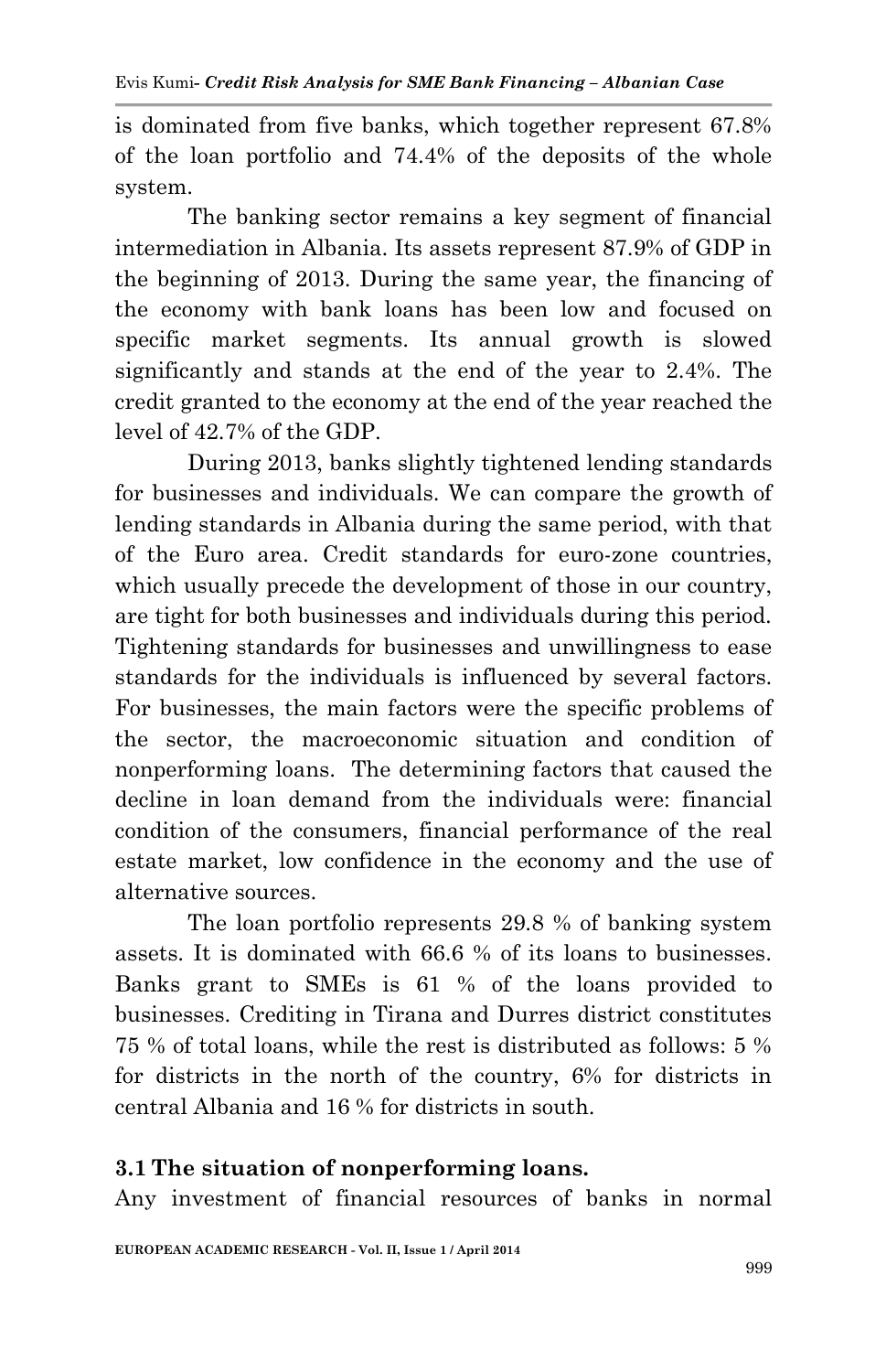is dominated from five banks, which together represent 67.8% of the loan portfolio and 74.4% of the deposits of the whole system.

The banking sector remains a key segment of financial intermediation in Albania. Its assets represent 87.9% of GDP in the beginning of 2013. During the same year, the financing of the economy with bank loans has been low and focused on specific market segments. Its annual growth is slowed significantly and stands at the end of the year to 2.4%. The credit granted to the economy at the end of the year reached the level of 42.7% of the GDP.

During 2013, banks slightly tightened lending standards for businesses and individuals. We can compare the growth of lending standards in Albania during the same period, with that of the Euro area. Credit standards for euro-zone countries, which usually precede the development of those in our country, are tight for both businesses and individuals during this period. Tightening standards for businesses and unwillingness to ease standards for the individuals is influenced by several factors. For businesses, the main factors were the specific problems of the sector, the macroeconomic situation and condition of nonperforming loans. The determining factors that caused the decline in loan demand from the individuals were: financial condition of the consumers, financial performance of the real estate market, low confidence in the economy and the use of alternative sources.

The loan portfolio represents 29.8 % of banking system assets. It is dominated with 66.6 % of its loans to businesses. Banks grant to SMEs is 61 % of the loans provided to businesses. Crediting in Tirana and Durres district constitutes 75 % of total loans, while the rest is distributed as follows: 5 % for districts in the north of the country, 6% for districts in central Albania and 16 % for districts in south.

### 3.1 The situation of nonperforming loans.

Any investment of financial resources of banks in normal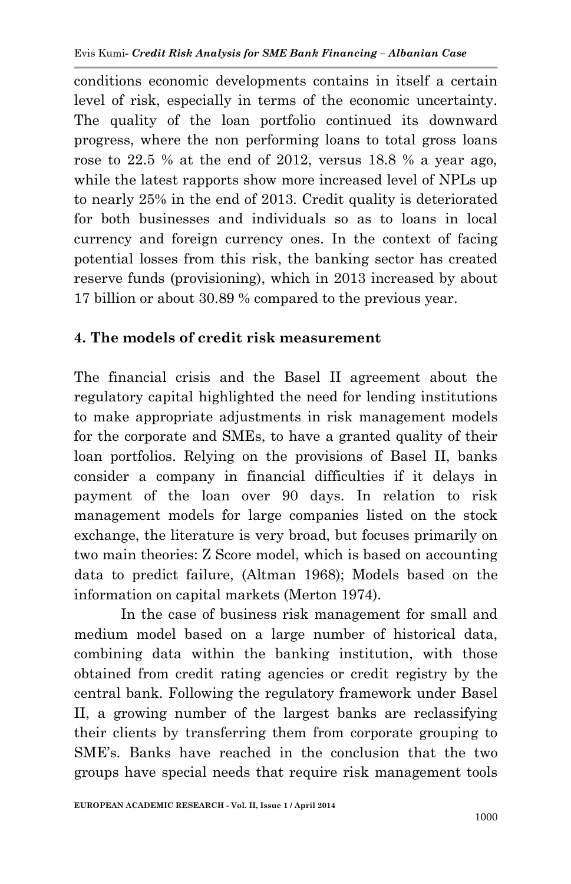conditions economic developments contains in itself a certain level of risk, especially in terms of the economic uncertainty. The quality of the loan portfolio continued its downward progress, where the non performing loans to total gross loans rose to 22.5 % at the end of 2012, versus 18.8 % a year ago, while the latest rapports show more increased level of NPLs up to nearly 25% in the end of 2013. Credit quality is deteriorated for both businesses and individuals so as to loans in local currency and foreign currency ones. In the context of facing potential losses from this risk, the banking sector has created reserve funds (provisioning), which in 2013 increased by about 17 billion or about 30.89 % compared to the previous year.

## 4. The models of credit risk measurement

The financial crisis and the Basel II agreement about the regulatory capital highlighted the need for lending institutions to make appropriate adjustments in risk management models for the corporate and SMEs, to have a granted quality of their loan portfolios. Relying on the provisions of Basel II, banks consider a company in financial difficulties if it delays in payment of the loan over 90 days. In relation to risk management models for large companies listed on the stock exchange, the literature is very broad, but focuses primarily on two main theories: Z Score model, which is based on accounting data to predict failure, (Altman 1968); Models based on the information on capital markets (Merton 1974).

In the case of business risk management for small and medium model based on a large number of historical data, combining data within the banking institution, with those obtained from credit rating agencies or credit registry by the central bank. Following the regulatory framework under Basel II, a growing number of the largest banks are reclassifying their clients by transferring them from corporate grouping to SME's. Banks have reached in the conclusion that the two groups have special needs that require risk management tools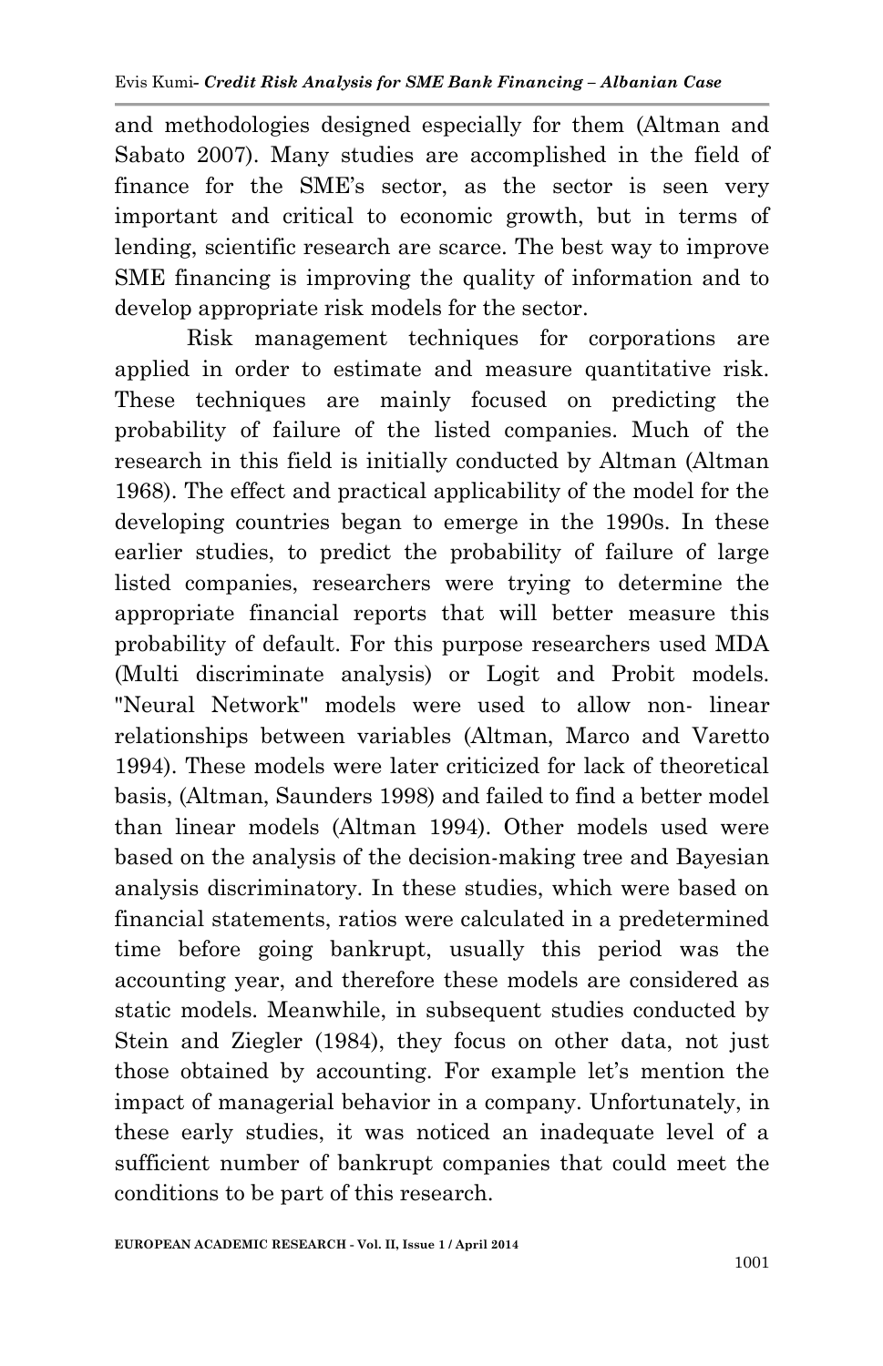and methodologies designed especially for them (Altman and Sabato 2007). Many studies are accomplished in the field of finance for the SME's sector, as the sector is seen very important and critical to economic growth, but in terms of lending, scientific research are scarce. The best way to improve SME financing is improving the quality of information and to develop appropriate risk models for the sector.

Risk management techniques for corporations are applied in order to estimate and measure quantitative risk. These techniques are mainly focused on predicting the probability of failure of the listed companies. Much of the research in this field is initially conducted by Altman (Altman 1968). The effect and practical applicability of the model for the developing countries began to emerge in the 1990s. In these earlier studies, to predict the probability of failure of large listed companies, researchers were trying to determine the appropriate financial reports that will better measure this probability of default. For this purpose researchers used MDA (Multi discriminate analysis) or Logit and Probit models. "Neural Network" models were used to allow non- linear relationships between variables (Altman, Marco and Varetto 1994). These models were later criticized for lack of theoretical basis, (Altman, Saunders 1998) and failed to find a better model than linear models (Altman 1994). Other models used were based on the analysis of the decision-making tree and Bayesian analysis discriminatory. In these studies, which were based on financial statements, ratios were calculated in a predetermined time before going bankrupt, usually this period was the accounting year, and therefore these models are considered as static models. Meanwhile, in subsequent studies conducted by Stein and Ziegler (1984), they focus on other data, not just those obtained by accounting. For example let's mention the impact of managerial behavior in a company. Unfortunately, in these early studies, it was noticed an inadequate level of a sufficient number of bankrupt companies that could meet the conditions to be part of this research.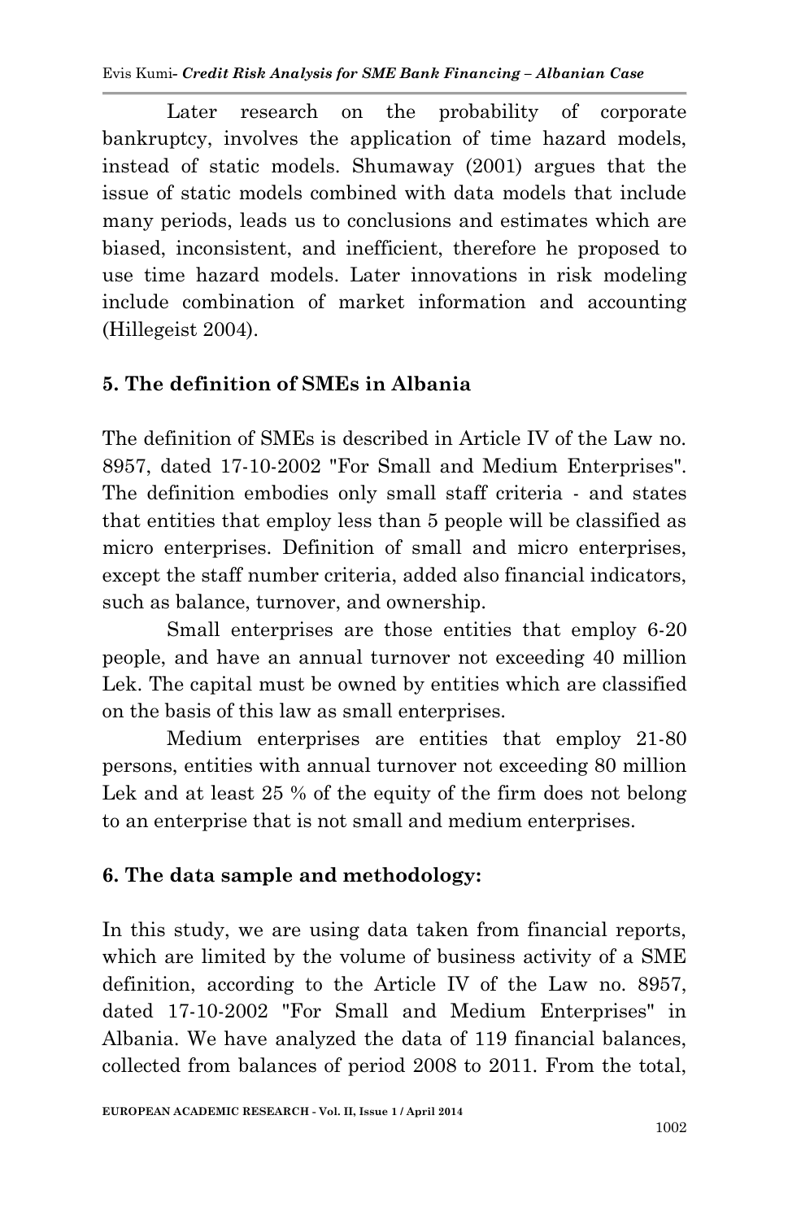Later research on the probability of corporate bankruptcy, involves the application of time hazard models, instead of static models. Shumaway (2001) argues that the issue of static models combined with data models that include many periods, leads us to conclusions and estimates which are biased, inconsistent, and inefficient, therefore he proposed to use time hazard models. Later innovations in risk modeling include combination of market information and accounting (Hillegeist 2004).

## 5. The definition of SMEs in Albania

The definition of SMEs is described in Article IV of the Law no. 8957, dated 17-10-2002 "For Small and Medium Enterprises". The definition embodies only small staff criteria - and states that entities that employ less than 5 people will be classified as micro enterprises. Definition of small and micro enterprises, except the staff number criteria, added also financial indicators, such as balance, turnover, and ownership.

Small enterprises are those entities that employ 6-20 people, and have an annual turnover not exceeding 40 million Lek. The capital must be owned by entities which are classified on the basis of this law as small enterprises.

Medium enterprises are entities that employ 21-80 persons, entities with annual turnover not exceeding 80 million Lek and at least 25 % of the equity of the firm does not belong to an enterprise that is not small and medium enterprises.

## 6. The data sample and methodology:

In this study, we are using data taken from financial reports, which are limited by the volume of business activity of a SME definition, according to the Article IV of the Law no. 8957, dated 17-10-2002 "For Small and Medium Enterprises" in Albania. We have analyzed the data of 119 financial balances, collected from balances of period 2008 to 2011. From the total,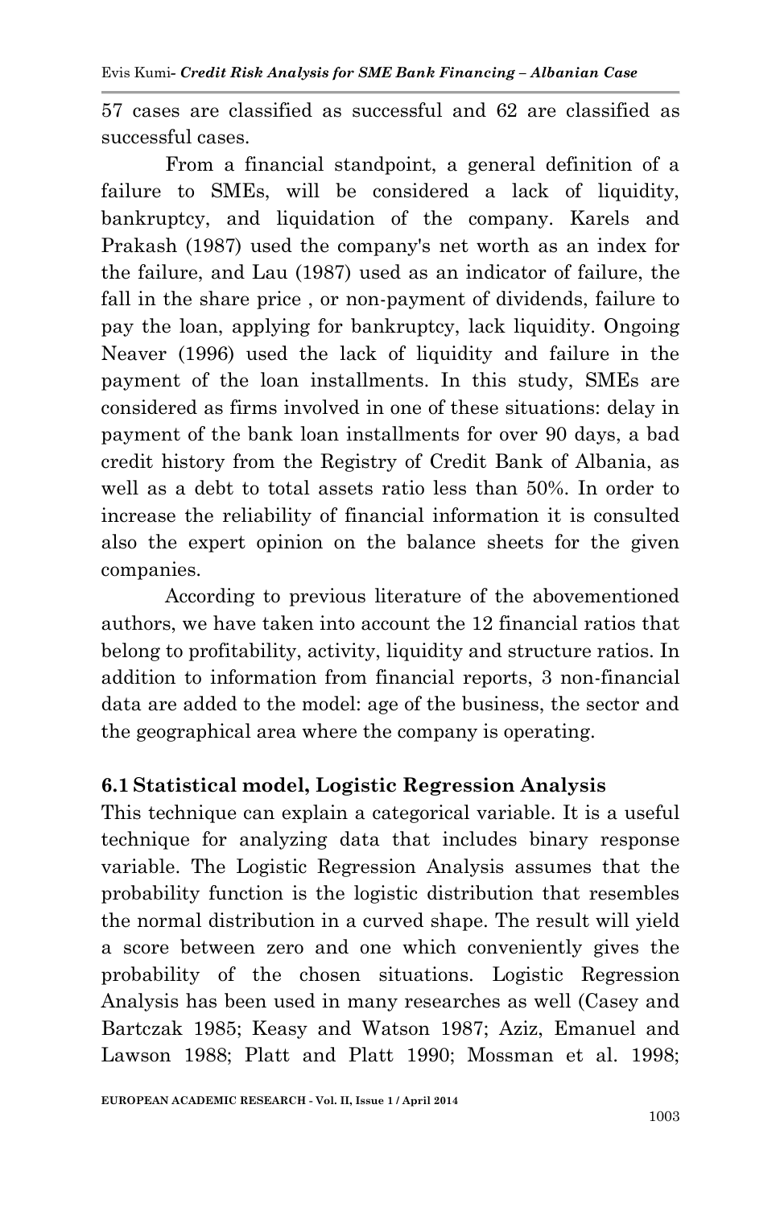57 cases are classified as successful and 62 are classified as successful cases.

From a financial standpoint, a general definition of a failure to SMEs, will be considered a lack of liquidity, bankruptcy, and liquidation of the company. Karels and Prakash (1987) used the company's net worth as an index for the failure, and Lau (1987) used as an indicator of failure, the fall in the share price , or non-payment of dividends, failure to pay the loan, applying for bankruptcy, lack liquidity. Ongoing Neaver (1996) used the lack of liquidity and failure in the payment of the loan installments. In this study, SMEs are considered as firms involved in one of these situations: delay in payment of the bank loan installments for over 90 days, a bad credit history from the Registry of Credit Bank of Albania, as well as a debt to total assets ratio less than 50%. In order to increase the reliability of financial information it is consulted also the expert opinion on the balance sheets for the given companies.

According to previous literature of the abovementioned authors, we have taken into account the 12 financial ratios that belong to profitability, activity, liquidity and structure ratios. In addition to information from financial reports, 3 non-financial data are added to the model: age of the business, the sector and the geographical area where the company is operating.

### 6.1 Statistical model, Logistic Regression Analysis

This technique can explain a categorical variable. It is a useful technique for analyzing data that includes binary response variable. The Logistic Regression Analysis assumes that the probability function is the logistic distribution that resembles the normal distribution in a curved shape. The result will yield a score between zero and one which conveniently gives the probability of the chosen situations. Logistic Regression Analysis has been used in many researches as well (Casey and Bartczak 1985; Keasy and Watson 1987; Aziz, Emanuel and Lawson 1988; Platt and Platt 1990; Mossman et al. 1998;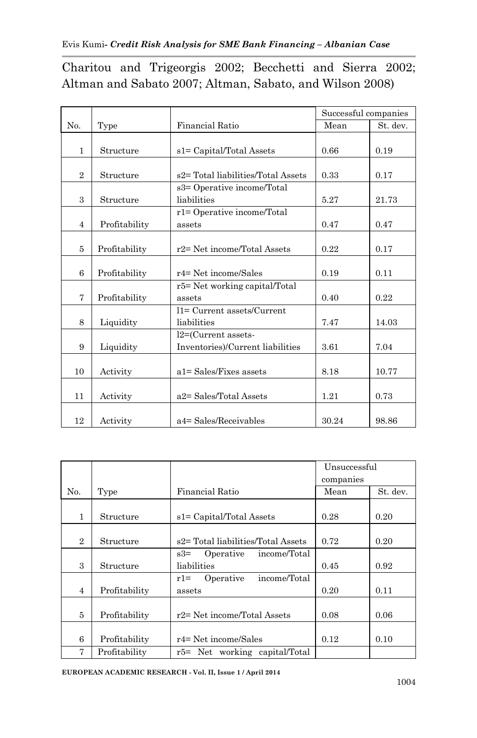Charitou and Trigeorgis 2002; Becchetti and Sierra 2002; Altman and Sabato 2007; Altman, Sabato, and Wilson 2008)

| No. | Type | Financial Ratio | Successful companies | |
|---|---|---|---|---|
| | | | Mean | St. dev. |
| 1 | Structure | s1= Capital/Total Assets | 0.66 | 0.19 |
| 2 | Structure | s2= Total liabilities/Total Assets | 0.33 | 0.17 |
| 3 | Structure | s3= Operative income/Total liabilities | 5.27 | 21.73 |
| 4 | Profitability | r1= Operative income/Total assets | 0.47 | 0.47 |
| 5 | Profitability | r2= Net income/Total Assets | 0.22 | 0.17 |
| 6 | Profitability | r4= Net income/Sales | 0.19 | 0.11 |
| 7 | Profitability | r5= Net working capital/Total assets | 0.40 | 0.22 |
| 8 | Liquidity | l1= Current assets/Current liabilities | 7.47 | 14.03 |
| 9 | Liquidity | l2=(Current assets-Inventories)/Current liabilities | 3.61 | 7.04 |
| 10 | Activity | a1= Sales/Fixes assets | 8.18 | 10.77 |
| 11 | Activity | a2= Sales/Total Assets | 1.21 | 0.73 |
| 12 | Activity | a4= Sales/Receivables | 30.24 | 98.86 |

| No. | Type | Financial Ratio | Unsuccessful companies | |
|---|---|---|---|---|
| | | | Mean | St. dev. |
| 1 | Structure | s1= Capital/Total Assets | 0.28 | 0.20 |
| 2 | Structure | s2= Total liabilities/Total Assets | 0.72 | 0.20 |
| 3 | Structure | s3= Operative income/Total liabilities | 0.45 | 0.92 |
| 4 | Profitability | r1= Operative income/Total assets | 0.20 | 0.11 |
| 5 | Profitability | r2= Net income/Total Assets | 0.08 | 0.06 |
| 6 | Profitability | r4= Net income/Sales | 0.12 | 0.10 |
| 7 | Profitability | r5= Net working capital/Total | | |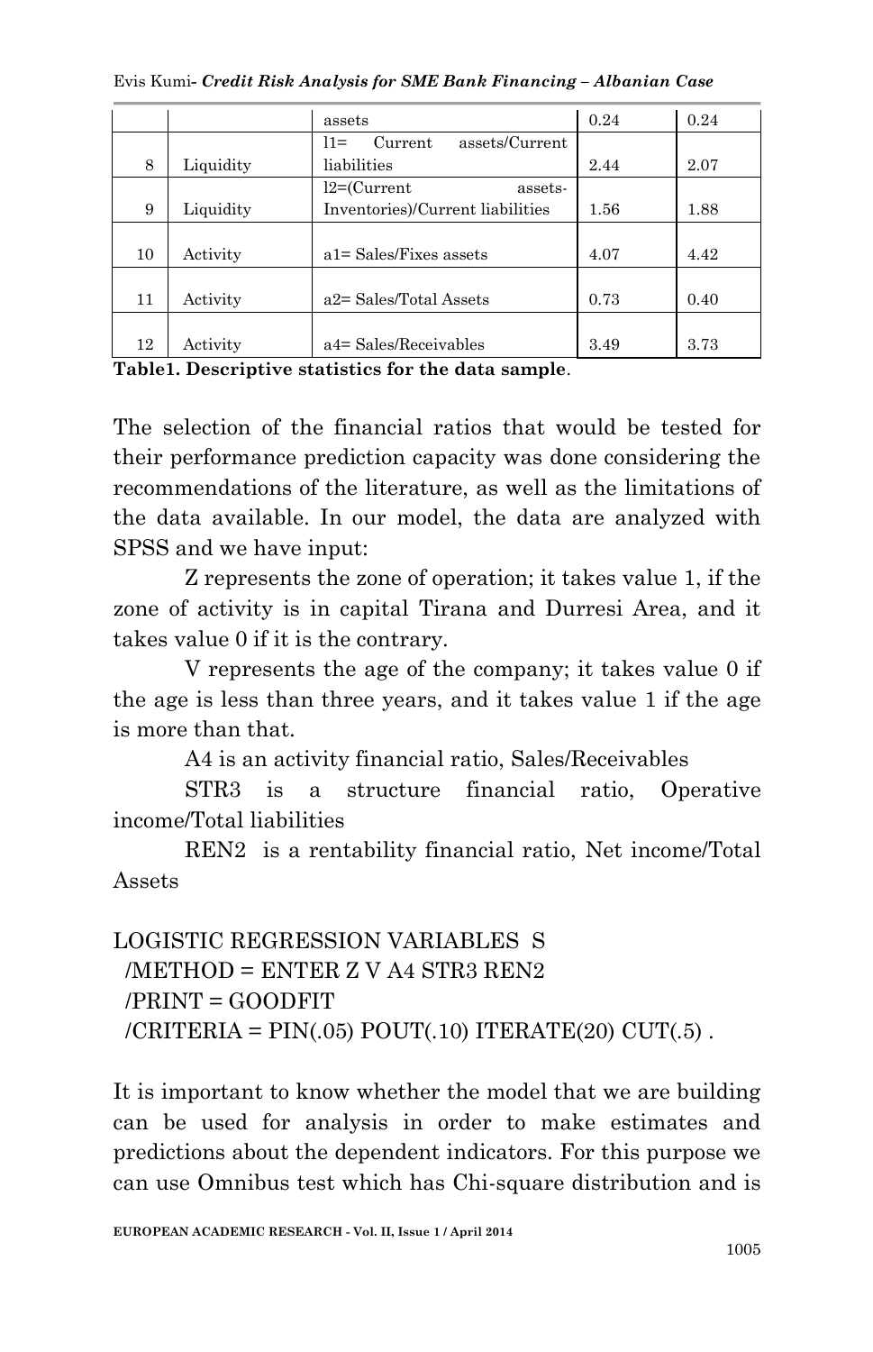|  |  | assets | 0.24 | 0.24 |
|---|---|---|---|---|
| 8 | Liquidity | l1= Current assets/Current liabilities | 2.44 | 2.07 |
| 9 | Liquidity | l2=(Current assets-Inventories)/Current liabilities | 1.56 | 1.88 |
| 10 | Activity | a1= Sales/Fixes assets | 4.07 | 4.42 |
| 11 | Activity | a2= Sales/Total Assets | 0.73 | 0.40 |
| 12 | Activity | a4= Sales/Receivables | 3.49 | 3.73 |

**Table1. Descriptive statistics for the data sample**.

The selection of the financial ratios that would be tested for their performance prediction capacity was done considering the recommendations of the literature, as well as the limitations of the data available. In our model, the data are analyzed with SPSS and we have input:

Z represents the zone of operation; it takes value 1, if the zone of activity is in capital Tirana and Durresi Area, and it takes value 0 if it is the contrary.

V represents the age of the company; it takes value 0 if the age is less than three years, and it takes value 1 if the age is more than that.

A4 is an activity financial ratio, Sales/Receivables

STR3 is a structure financial ratio, Operative income/Total liabilities

REN2 is a rentability financial ratio, Net income/Total Assets

```
LOGISTIC REGRESSION VARIABLES  S
  /METHOD = ENTER Z V A4 STR3 REN2
  /PRINT = GOODFIT
  /CRITERIA = PIN(.05) POUT(.10) ITERATE(20) CUT(.5) .
```

It is important to know whether the model that we are building can be used for analysis in order to make estimates and predictions about the dependent indicators. For this purpose we can use Omnibus test which has Chi-square distribution and is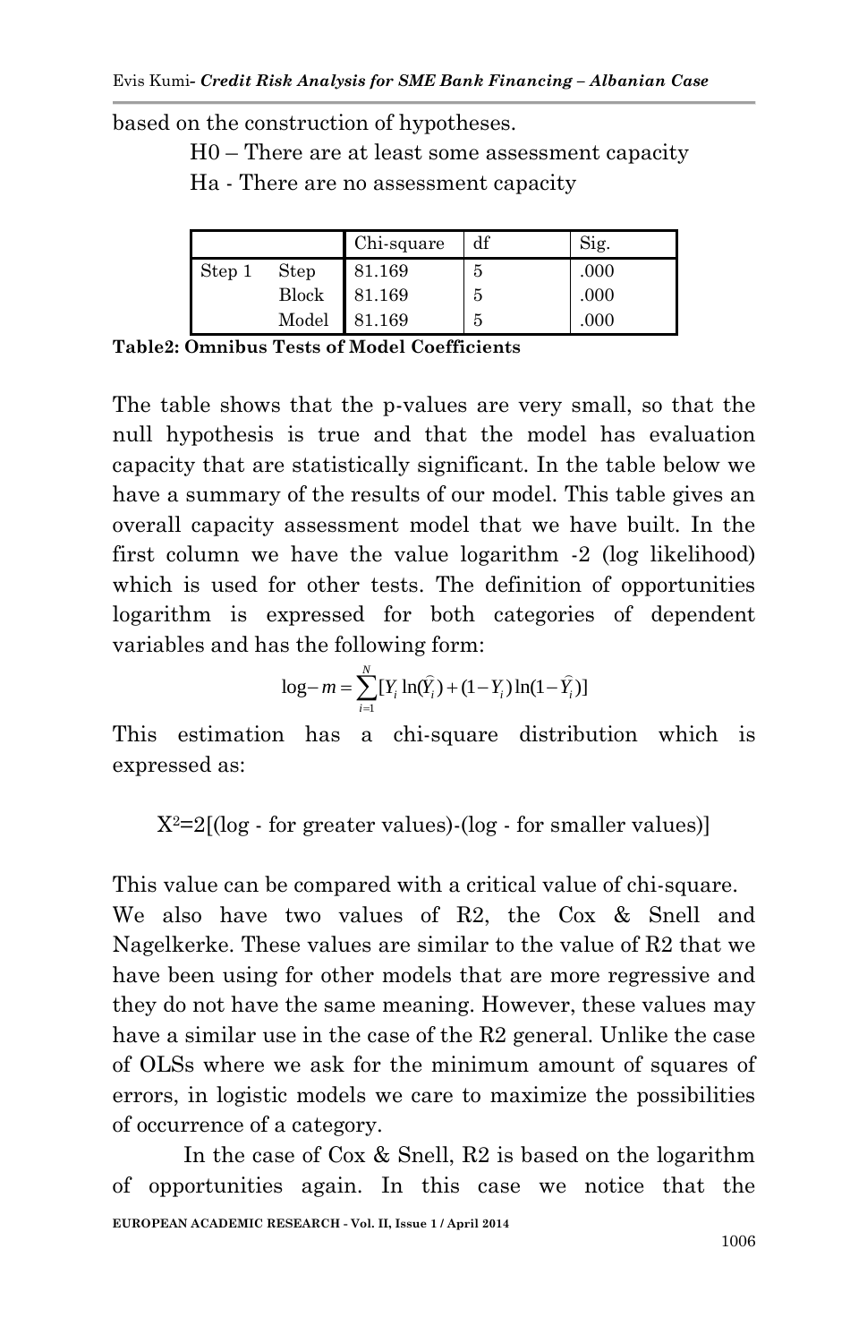based on the construction of hypotheses.

H0 – There are at least some assessment capacity

Ha - There are no assessment capacity

| | | Chi-square | df | Sig. |
|---|---|---|---|---|
| Step 1 | Step | 81.169 | 5 | .000 |
| | Block | 81.169 | 5 | .000 |
| | Model | 81.169 | 5 | .000 |

**Table2: Omnibus Tests of Model Coefficients**

The table shows that the p-values are very small, so that the null hypothesis is true and that the model has evaluation capacity that are statistically significant. In the table below we have a summary of the results of our model. This table gives an overall capacity assessment model that we have built. In the first column we have the value logarithm -2 (log likelihood) which is used for other tests. The definition of opportunities logarithm is expressed for both categories of dependent variables and has the following form:

$$\log - m = \sum_{i=1}^{N}[Y_i \ln(\widehat{Y}_i) + (1-Y_i)\ln(1-\widehat{Y}_i)]$$

This estimation has a chi-square distribution which is expressed as:

$X^2$=2[(log - for greater values)-(log - for smaller values)]

This value can be compared with a critical value of chi-square. We also have two values of R2, the Cox & Snell and Nagelkerke. These values are similar to the value of R2 that we have been using for other models that are more regressive and they do not have the same meaning. However, these values may have a similar use in the case of the R2 general. Unlike the case of OLSs where we ask for the minimum amount of squares of errors, in logistic models we care to maximize the possibilities of occurrence of a category.

In the case of Cox & Snell, R2 is based on the logarithm of opportunities again. In this case we notice that the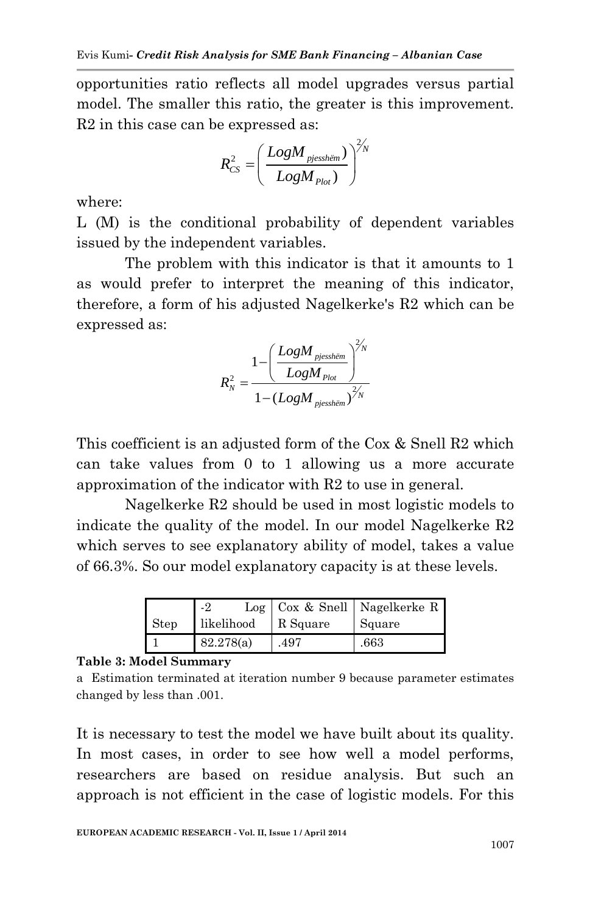opportunities ratio reflects all model upgrades versus partial model. The smaller this ratio, the greater is this improvement. R2 in this case can be expressed as:

$$R_{CS}^{2} = \left( \frac{LogM_{pjesshëm})}{LogM_{Plot})} \right)^{2/N}$$

where:

L (M) is the conditional probability of dependent variables issued by the independent variables.

The problem with this indicator is that it amounts to 1 as would prefer to interpret the meaning of this indicator, therefore, a form of his adjusted Nagelkerke's R2 which can be expressed as:

$$R_{N}^{2} = \frac{1 - \left( \frac{LogM_{pjesshëm}}{LogM_{Plot}} \right)^{2/N}}{1 - (LogM_{pjesshëm})^{2/N}}$$

This coefficient is an adjusted form of the Cox & Snell R2 which can take values from 0 to 1 allowing us a more accurate approximation of the indicator with R2 to use in general.

Nagelkerke R2 should be used in most logistic models to indicate the quality of the model. In our model Nagelkerke R2 which serves to see explanatory ability of model, takes a value of 66.3%. So our model explanatory capacity is at these levels.

| Step | -2 Log likelihood | Cox & Snell R Square | Nagelkerke R Square |
|---|---|---|---|
| 1 | 82.278(a) | .497 | .663 |

**Table 3: Model Summary**

a Estimation terminated at iteration number 9 because parameter estimates changed by less than .001.

It is necessary to test the model we have built about its quality. In most cases, in order to see how well a model performs, researchers are based on residue analysis. But such an approach is not efficient in the case of logistic models. For this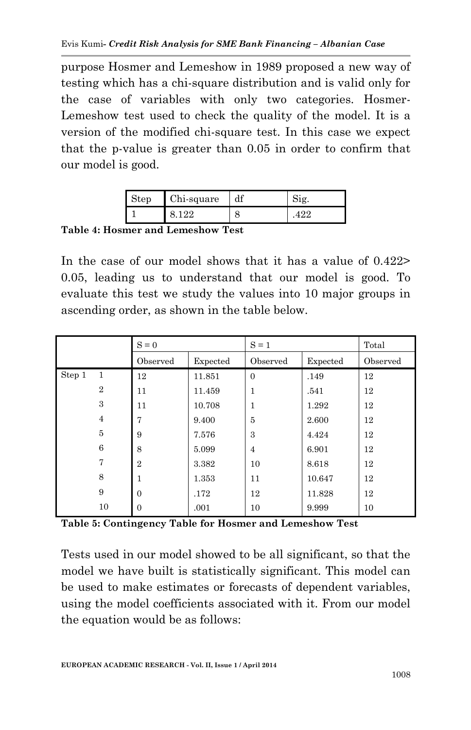purpose Hosmer and Lemeshow in 1989 proposed a new way of testing which has a chi-square distribution and is valid only for the case of variables with only two categories. Hosmer-Lemeshow test used to check the quality of the model. It is a version of the modified chi-square test. In this case we expect that the p-value is greater than 0.05 in order to confirm that our model is good.

| Step | Chi-square | df | Sig. |
|---|---|---|---|
| 1 | 8.122 | 8 | .422 |

**Table 4: Hosmer and Lemeshow Test**

In the case of our model shows that it has a value of 0.422> 0.05, leading us to understand that our model is good. To evaluate this test we study the values into 10 major groups in ascending order, as shown in the table below.

| | | S = 0 | | S = 1 | | Total |
|---|---|---|---|---|---|---|
| | | Observed | Expected | Observed | Expected | Observed |
| Step 1 | 1 | 12 | 11.851 | 0 | .149 | 12 |
| | 2 | 11 | 11.459 | 1 | .541 | 12 |
| | 3 | 11 | 10.708 | 1 | 1.292 | 12 |
| | 4 | 7 | 9.400 | 5 | 2.600 | 12 |
| | 5 | 9 | 7.576 | 3 | 4.424 | 12 |
| | 6 | 8 | 5.099 | 4 | 6.901 | 12 |
| | 7 | 2 | 3.382 | 10 | 8.618 | 12 |
| | 8 | 1 | 1.353 | 11 | 10.647 | 12 |
| | 9 | 0 | .172 | 12 | 11.828 | 12 |
| | 10 | 0 | .001 | 10 | 9.999 | 10 |

**Table 5: Contingency Table for Hosmer and Lemeshow Test**

Tests used in our model showed to be all significant, so that the model we have built is statistically significant. This model can be used to make estimates or forecasts of dependent variables, using the model coefficients associated with it. From our model the equation would be as follows: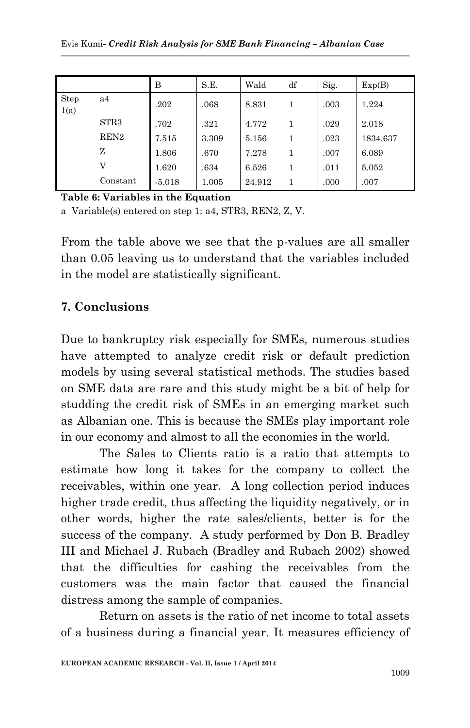| | | B | S.E. | Wald | df | Sig. | Exp(B) |
|---|---|---|---|---|---|---|---|
| Step 1(a) | a4 | .202 | .068 | 8.831 | 1 | .003 | 1.224 |
| | STR3 | .702 | .321 | 4.772 | 1 | .029 | 2.018 |
| | REN2 | 7.515 | 3.309 | 5.156 | 1 | .023 | 1834.637 |
| | Z | 1.806 | .670 | 7.278 | 1 | .007 | 6.089 |
| | V | 1.620 | .634 | 6.526 | 1 | .011 | 5.052 |
| | Constant | -5.018 | 1.005 | 24.912 | 1 | .000 | .007 |

**Table 6: Variables in the Equation**

a Variable(s) entered on step 1: a4, STR3, REN2, Z, V.

From the table above we see that the p-values are all smaller than 0.05 leaving us to understand that the variables included in the model are statistically significant.

## 7. Conclusions

Due to bankruptcy risk especially for SMEs, numerous studies have attempted to analyze credit risk or default prediction models by using several statistical methods. The studies based on SME data are rare and this study might be a bit of help for studding the credit risk of SMEs in an emerging market such as Albanian one. This is because the SMEs play important role in our economy and almost to all the economies in the world.

The Sales to Clients ratio is a ratio that attempts to estimate how long it takes for the company to collect the receivables, within one year. A long collection period induces higher trade credit, thus affecting the liquidity negatively, or in other words, higher the rate sales/clients, better is for the success of the company. A study performed by Don B. Bradley III and Michael J. Rubach (Bradley and Rubach 2002) showed that the difficulties for cashing the receivables from the customers was the main factor that caused the financial distress among the sample of companies.

Return on assets is the ratio of net income to total assets of a business during a financial year. It measures efficiency of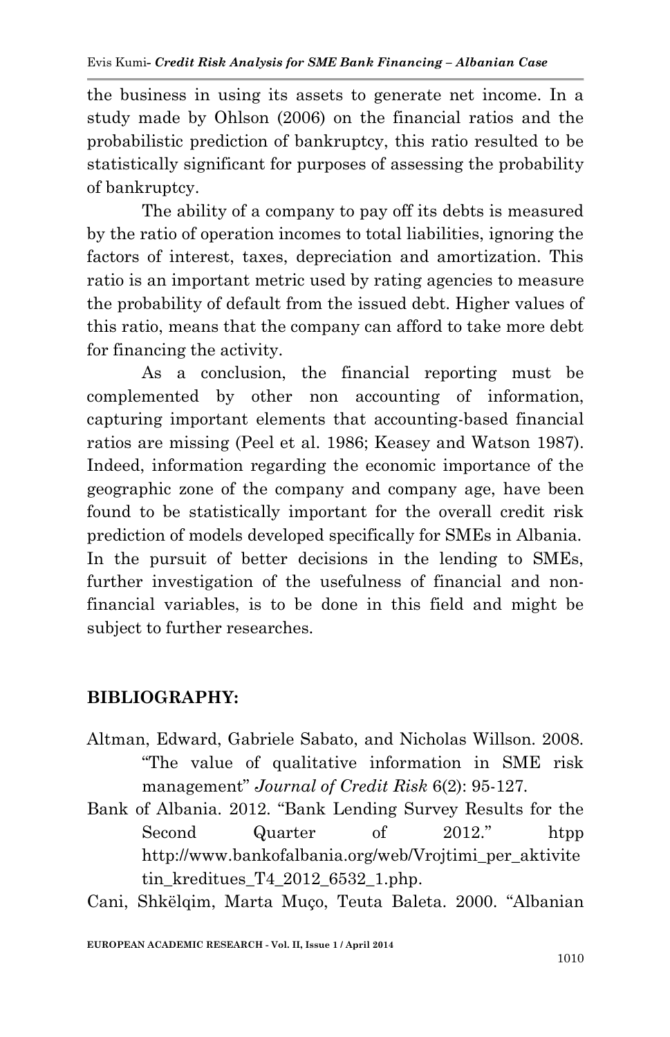the business in using its assets to generate net income. In a study made by Ohlson (2006) on the financial ratios and the probabilistic prediction of bankruptcy, this ratio resulted to be statistically significant for purposes of assessing the probability of bankruptcy.

The ability of a company to pay off its debts is measured by the ratio of operation incomes to total liabilities, ignoring the factors of interest, taxes, depreciation and amortization. This ratio is an important metric used by rating agencies to measure the probability of default from the issued debt. Higher values of this ratio, means that the company can afford to take more debt for financing the activity.

As a conclusion, the financial reporting must be complemented by other non accounting of information, capturing important elements that accounting-based financial ratios are missing (Peel et al. 1986; Keasey and Watson 1987). Indeed, information regarding the economic importance of the geographic zone of the company and company age, have been found to be statistically important for the overall credit risk prediction of models developed specifically for SMEs in Albania. In the pursuit of better decisions in the lending to SMEs, further investigation of the usefulness of financial and non-financial variables, is to be done in this field and might be subject to further researches.

## BIBLIOGRAPHY:

Altman, Edward, Gabriele Sabato, and Nicholas Willson. 2008. "The value of qualitative information in SME risk management" *Journal of Credit Risk* 6(2): 95-127.

Bank of Albania. 2012. "Bank Lending Survey Results for the Second Quarter of 2012." htpp http://www.bankofalbania.org/web/Vrojtimi_per_aktivitetin_kreditues_T4_2012_6532_1.php.

Cani, Shkëlqim, Marta Muço, Teuta Baleta. 2000. "Albanian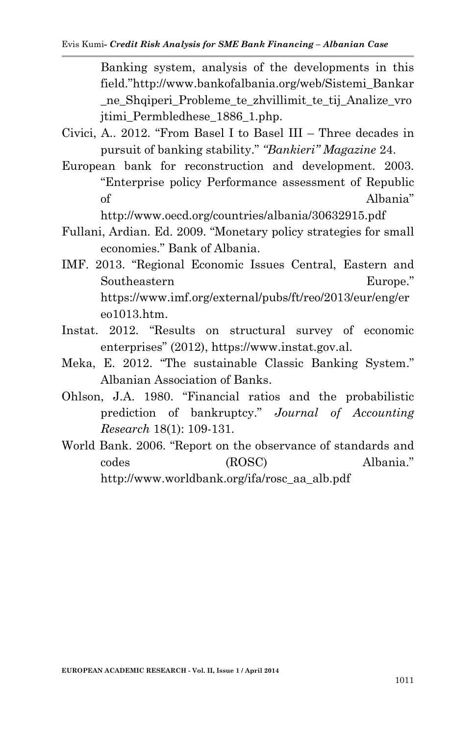Banking system, analysis of the developments in this field."http://www.bankofalbania.org/web/Sistemi_Bankar_ne_Shqiperi_Probleme_te_zhvillimit_te_tij_Analize_vrojtimi_Permbledhese_1886_1.php.

Civici, A.. 2012. "From Basel I to Basel III – Three decades in pursuit of banking stability." *"Bankieri" Magazine* 24.

European bank for reconstruction and development. 2003. "Enterprise policy Performance assessment of Republic of Albania" http://www.oecd.org/countries/albania/30632915.pdf

Fullani, Ardian. Ed. 2009. "Monetary policy strategies for small economies." Bank of Albania.

IMF. 2013. "Regional Economic Issues Central, Eastern and Southeastern Europe." https://www.imf.org/external/pubs/ft/reo/2013/eur/eng/ereo1013.htm.

Instat. 2012. "Results on structural survey of economic enterprises" (2012), https://www.instat.gov.al.

Meka, E. 2012. "The sustainable Classic Banking System." Albanian Association of Banks.

Ohlson, J.A. 1980. "Financial ratios and the probabilistic prediction of bankruptcy." *Journal of Accounting Research* 18(1): 109-131.

World Bank. 2006. "Report on the observance of standards and codes (ROSC) Albania." http://www.worldbank.org/ifa/rosc_aa_alb.pdf